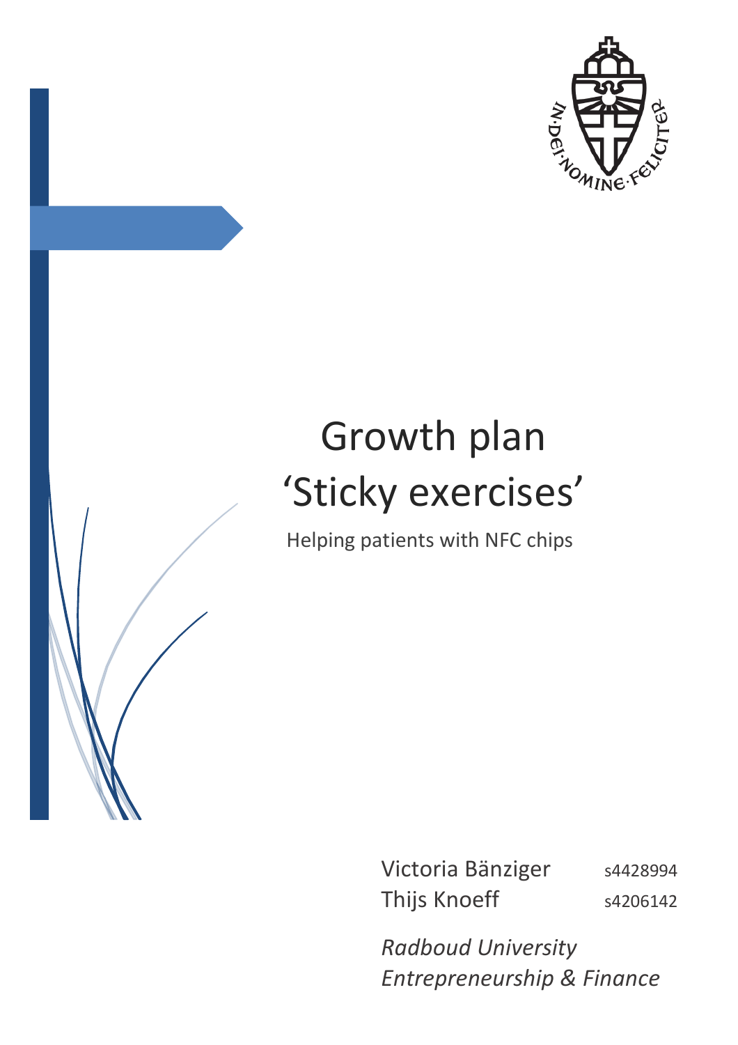# Growth plan 'Sticky exercises'

Helping patients with NFC chips

Victoria Bänziger s4428994
Thijs Knoeff s4206142

*Radboud University*
*Entrepreneurship & Finance*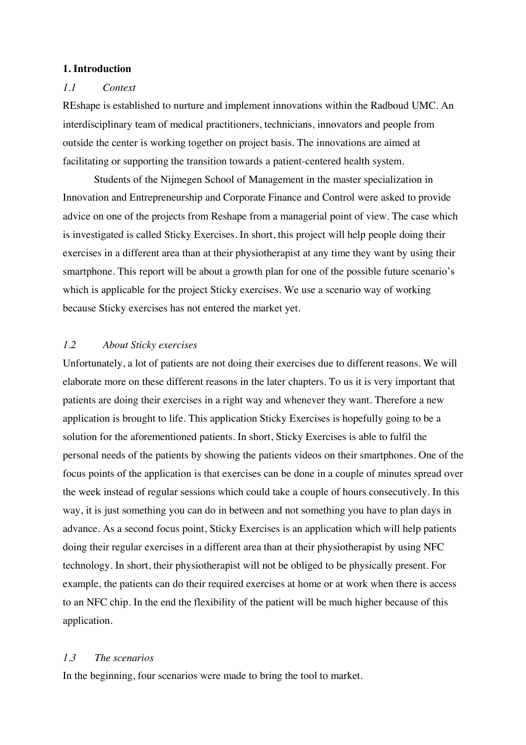# 1. Introduction

## *1.1 Context*

REshape is established to nurture and implement innovations within the Radboud UMC. An interdisciplinary team of medical practitioners, technicians, innovators and people from outside the center is working together on project basis. The innovations are aimed at facilitating or supporting the transition towards a patient-centered health system.

Students of the Nijmegen School of Management in the master specialization in Innovation and Entrepreneurship and Corporate Finance and Control were asked to provide advice on one of the projects from Reshape from a managerial point of view. The case which is investigated is called Sticky Exercises. In short, this project will help people doing their exercises in a different area than at their physiotherapist at any time they want by using their smartphone. This report will be about a growth plan for one of the possible future scenario's which is applicable for the project Sticky exercises. We use a scenario way of working because Sticky exercises has not entered the market yet.

## *1.2 About Sticky exercises*

Unfortunately, a lot of patients are not doing their exercises due to different reasons. We will elaborate more on these different reasons in the later chapters. To us it is very important that patients are doing their exercises in a right way and whenever they want. Therefore a new application is brought to life. This application Sticky Exercises is hopefully going to be a solution for the aforementioned patients. In short, Sticky Exercises is able to fulfil the personal needs of the patients by showing the patients videos on their smartphones. One of the focus points of the application is that exercises can be done in a couple of minutes spread over the week instead of regular sessions which could take a couple of hours consecutively. In this way, it is just something you can do in between and not something you have to plan days in advance. As a second focus point, Sticky Exercises is an application which will help patients doing their regular exercises in a different area than at their physiotherapist by using NFC technology. In short, their physiotherapist will not be obliged to be physically present. For example, the patients can do their required exercises at home or at work when there is access to an NFC chip. In the end the flexibility of the patient will be much higher because of this application.

## *1.3 The scenarios*

In the beginning, four scenarios were made to bring the tool to market.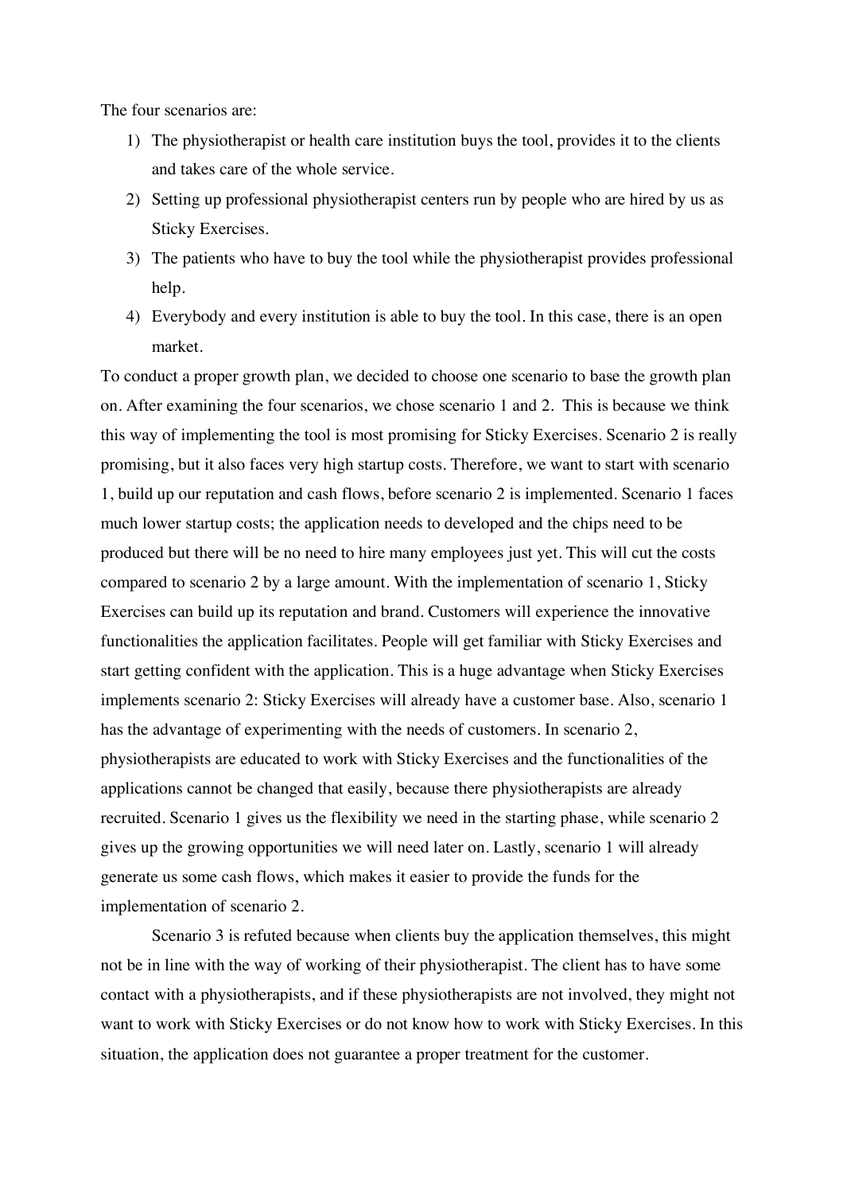The four scenarios are:

1) The physiotherapist or health care institution buys the tool, provides it to the clients and takes care of the whole service.
2) Setting up professional physiotherapist centers run by people who are hired by us as Sticky Exercises.
3) The patients who have to buy the tool while the physiotherapist provides professional help.
4) Everybody and every institution is able to buy the tool. In this case, there is an open market.

To conduct a proper growth plan, we decided to choose one scenario to base the growth plan on. After examining the four scenarios, we chose scenario 1 and 2. This is because we think this way of implementing the tool is most promising for Sticky Exercises. Scenario 2 is really promising, but it also faces very high startup costs. Therefore, we want to start with scenario 1, build up our reputation and cash flows, before scenario 2 is implemented. Scenario 1 faces much lower startup costs; the application needs to developed and the chips need to be produced but there will be no need to hire many employees just yet. This will cut the costs compared to scenario 2 by a large amount. With the implementation of scenario 1, Sticky Exercises can build up its reputation and brand. Customers will experience the innovative functionalities the application facilitates. People will get familiar with Sticky Exercises and start getting confident with the application. This is a huge advantage when Sticky Exercises implements scenario 2: Sticky Exercises will already have a customer base. Also, scenario 1 has the advantage of experimenting with the needs of customers. In scenario 2, physiotherapists are educated to work with Sticky Exercises and the functionalities of the applications cannot be changed that easily, because there physiotherapists are already recruited. Scenario 1 gives us the flexibility we need in the starting phase, while scenario 2 gives up the growing opportunities we will need later on. Lastly, scenario 1 will already generate us some cash flows, which makes it easier to provide the funds for the implementation of scenario 2.

Scenario 3 is refuted because when clients buy the application themselves, this might not be in line with the way of working of their physiotherapist. The client has to have some contact with a physiotherapists, and if these physiotherapists are not involved, they might not want to work with Sticky Exercises or do not know how to work with Sticky Exercises. In this situation, the application does not guarantee a proper treatment for the customer.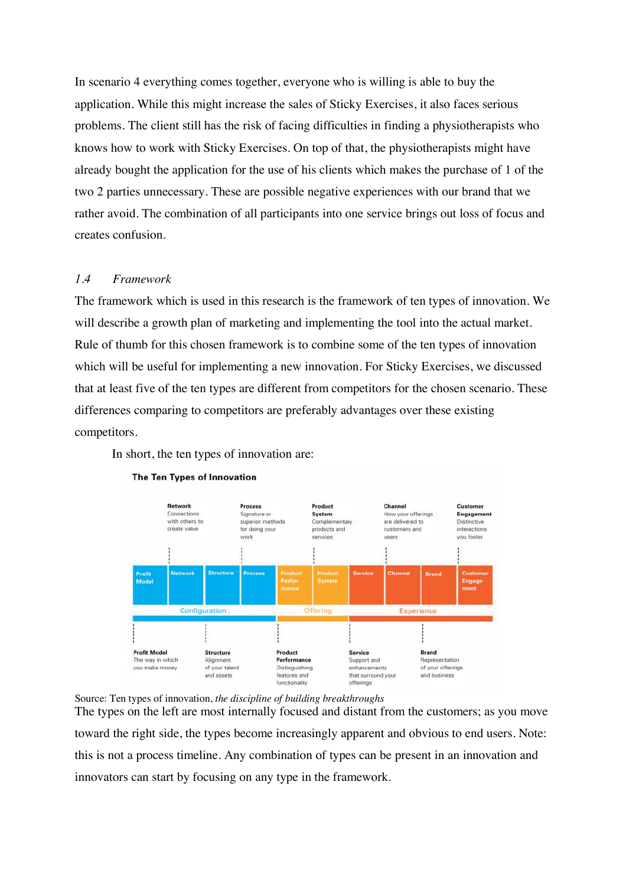In scenario 4 everything comes together, everyone who is willing is able to buy the application. While this might increase the sales of Sticky Exercises, it also faces serious problems. The client still has the risk of facing difficulties in finding a physiotherapists who knows how to work with Sticky Exercises. On top of that, the physiotherapists might have already bought the application for the use of his clients which makes the purchase of 1 of the two 2 parties unnecessary. These are possible negative experiences with our brand that we rather avoid. The combination of all participants into one service brings out loss of focus and creates confusion.

### *1.4 Framework*

The framework which is used in this research is the framework of ten types of innovation. We will describe a growth plan of marketing and implementing the tool into the actual market. Rule of thumb for this chosen framework is to combine some of the ten types of innovation which will be useful for implementing a new innovation. For Sticky Exercises, we discussed that at least five of the ten types are different from competitors for the chosen scenario. These differences comparing to competitors are preferably advantages over these existing competitors.

In short, the ten types of innovation are:

**The Ten Types of Innovation**

| Configuration | | | | Offering | | Experience | | | |
|---|---|---|---|---|---|---|---|---|---|
| Profit Model | Network | Structure | Process | Product Performance | Product System | Service | Channel | Brand | Customer Engagement |

- **Profit Model**: The way in which you make money
- **Network**: Connections with others to create value
- **Structure**: Alignment of your talent and assets
- **Process**: Signature or superior methods for doing your work
- **Product Performance**: Distinguishing features and functionality
- **Product System**: Complementary products and services
- **Service**: Support and enhancements that surround your offerings
- **Channel**: How your offerings are delivered to customers and users
- **Brand**: Representation of your offerings and business
- **Customer Engagement**: Distinctive interactions you foster

Source: Ten types of innovation, *the discipline of building breakthroughs*

The types on the left are most internally focused and distant from the customers; as you move toward the right side, the types become increasingly apparent and obvious to end users. Note: this is not a process timeline. Any combination of types can be present in an innovation and innovators can start by focusing on any type in the framework.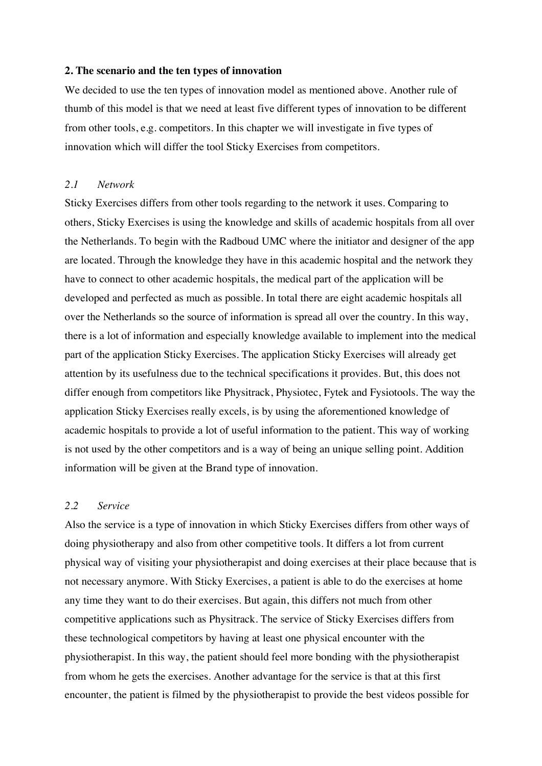## 2. The scenario and the ten types of innovation

We decided to use the ten types of innovation model as mentioned above. Another rule of thumb of this model is that we need at least five different types of innovation to be different from other tools, e.g. competitors. In this chapter we will investigate in five types of innovation which will differ the tool Sticky Exercises from competitors.

### *2.1 Network*

Sticky Exercises differs from other tools regarding to the network it uses. Comparing to others, Sticky Exercises is using the knowledge and skills of academic hospitals from all over the Netherlands. To begin with the Radboud UMC where the initiator and designer of the app are located. Through the knowledge they have in this academic hospital and the network they have to connect to other academic hospitals, the medical part of the application will be developed and perfected as much as possible. In total there are eight academic hospitals all over the Netherlands so the source of information is spread all over the country. In this way, there is a lot of information and especially knowledge available to implement into the medical part of the application Sticky Exercises. The application Sticky Exercises will already get attention by its usefulness due to the technical specifications it provides. But, this does not differ enough from competitors like Physitrack, Physiotec, Fytek and Fysiotools. The way the application Sticky Exercises really excels, is by using the aforementioned knowledge of academic hospitals to provide a lot of useful information to the patient. This way of working is not used by the other competitors and is a way of being an unique selling point. Addition information will be given at the Brand type of innovation.

### *2.2 Service*

Also the service is a type of innovation in which Sticky Exercises differs from other ways of doing physiotherapy and also from other competitive tools. It differs a lot from current physical way of visiting your physiotherapist and doing exercises at their place because that is not necessary anymore. With Sticky Exercises, a patient is able to do the exercises at home any time they want to do their exercises. But again, this differs not much from other competitive applications such as Physitrack. The service of Sticky Exercises differs from these technological competitors by having at least one physical encounter with the physiotherapist. In this way, the patient should feel more bonding with the physiotherapist from whom he gets the exercises. Another advantage for the service is that at this first encounter, the patient is filmed by the physiotherapist to provide the best videos possible for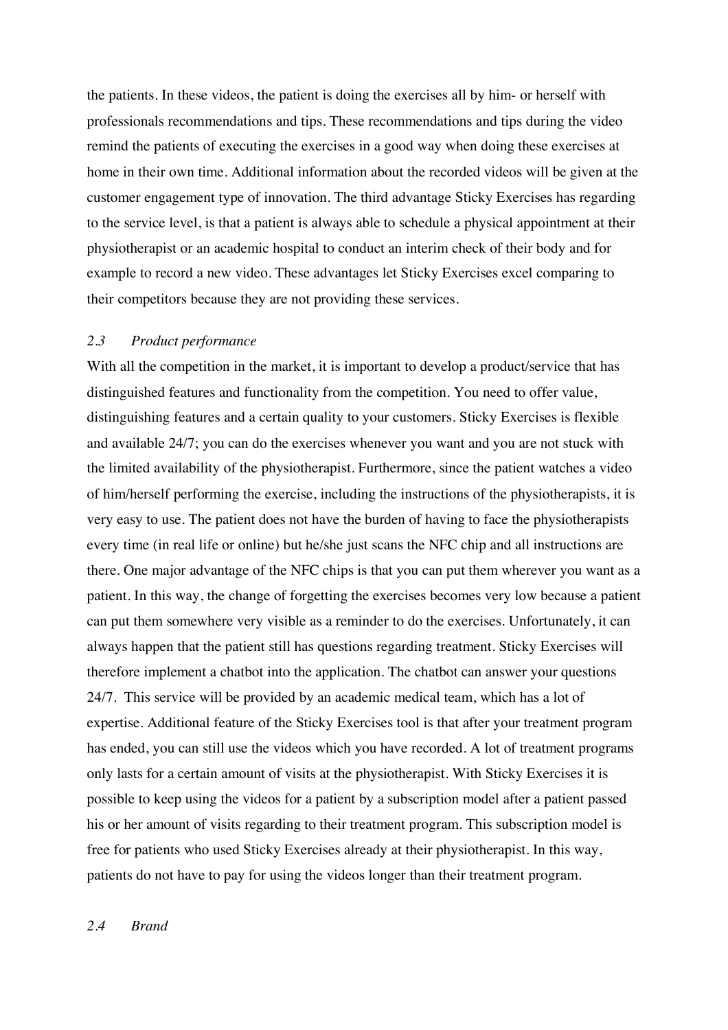the patients. In these videos, the patient is doing the exercises all by him- or herself with professionals recommendations and tips. These recommendations and tips during the video remind the patients of executing the exercises in a good way when doing these exercises at home in their own time. Additional information about the recorded videos will be given at the customer engagement type of innovation. The third advantage Sticky Exercises has regarding to the service level, is that a patient is always able to schedule a physical appointment at their physiotherapist or an academic hospital to conduct an interim check of their body and for example to record a new video. These advantages let Sticky Exercises excel comparing to their competitors because they are not providing these services.

### *2.3 Product performance*

With all the competition in the market, it is important to develop a product/service that has distinguished features and functionality from the competition. You need to offer value, distinguishing features and a certain quality to your customers. Sticky Exercises is flexible and available 24/7; you can do the exercises whenever you want and you are not stuck with the limited availability of the physiotherapist. Furthermore, since the patient watches a video of him/herself performing the exercise, including the instructions of the physiotherapists, it is very easy to use. The patient does not have the burden of having to face the physiotherapists every time (in real life or online) but he/she just scans the NFC chip and all instructions are there. One major advantage of the NFC chips is that you can put them wherever you want as a patient. In this way, the change of forgetting the exercises becomes very low because a patient can put them somewhere very visible as a reminder to do the exercises. Unfortunately, it can always happen that the patient still has questions regarding treatment. Sticky Exercises will therefore implement a chatbot into the application. The chatbot can answer your questions 24/7. This service will be provided by an academic medical team, which has a lot of expertise. Additional feature of the Sticky Exercises tool is that after your treatment program has ended, you can still use the videos which you have recorded. A lot of treatment programs only lasts for a certain amount of visits at the physiotherapist. With Sticky Exercises it is possible to keep using the videos for a patient by a subscription model after a patient passed his or her amount of visits regarding to their treatment program. This subscription model is free for patients who used Sticky Exercises already at their physiotherapist. In this way, patients do not have to pay for using the videos longer than their treatment program.

### *2.4 Brand*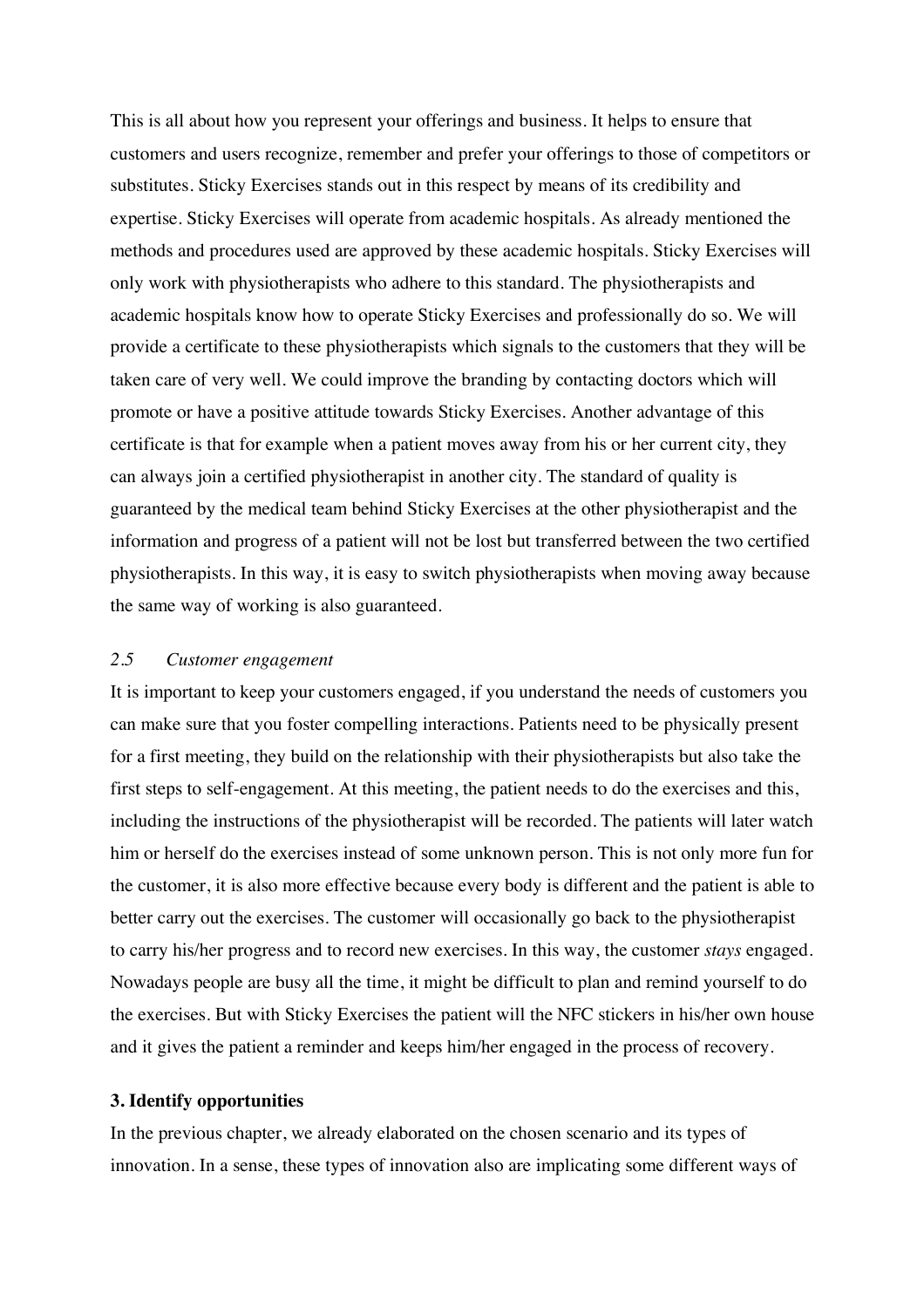This is all about how you represent your offerings and business. It helps to ensure that customers and users recognize, remember and prefer your offerings to those of competitors or substitutes. Sticky Exercises stands out in this respect by means of its credibility and expertise. Sticky Exercises will operate from academic hospitals. As already mentioned the methods and procedures used are approved by these academic hospitals. Sticky Exercises will only work with physiotherapists who adhere to this standard. The physiotherapists and academic hospitals know how to operate Sticky Exercises and professionally do so. We will provide a certificate to these physiotherapists which signals to the customers that they will be taken care of very well. We could improve the branding by contacting doctors which will promote or have a positive attitude towards Sticky Exercises. Another advantage of this certificate is that for example when a patient moves away from his or her current city, they can always join a certified physiotherapist in another city. The standard of quality is guaranteed by the medical team behind Sticky Exercises at the other physiotherapist and the information and progress of a patient will not be lost but transferred between the two certified physiotherapists. In this way, it is easy to switch physiotherapists when moving away because the same way of working is also guaranteed.

### *2.5 Customer engagement*

It is important to keep your customers engaged, if you understand the needs of customers you can make sure that you foster compelling interactions. Patients need to be physically present for a first meeting, they build on the relationship with their physiotherapists but also take the first steps to self-engagement. At this meeting, the patient needs to do the exercises and this, including the instructions of the physiotherapist will be recorded. The patients will later watch him or herself do the exercises instead of some unknown person. This is not only more fun for the customer, it is also more effective because every body is different and the patient is able to better carry out the exercises. The customer will occasionally go back to the physiotherapist to carry his/her progress and to record new exercises. In this way, the customer *stays* engaged. Nowadays people are busy all the time, it might be difficult to plan and remind yourself to do the exercises. But with Sticky Exercises the patient will the NFC stickers in his/her own house and it gives the patient a reminder and keeps him/her engaged in the process of recovery.

## 3. Identify opportunities

In the previous chapter, we already elaborated on the chosen scenario and its types of innovation. In a sense, these types of innovation also are implicating some different ways of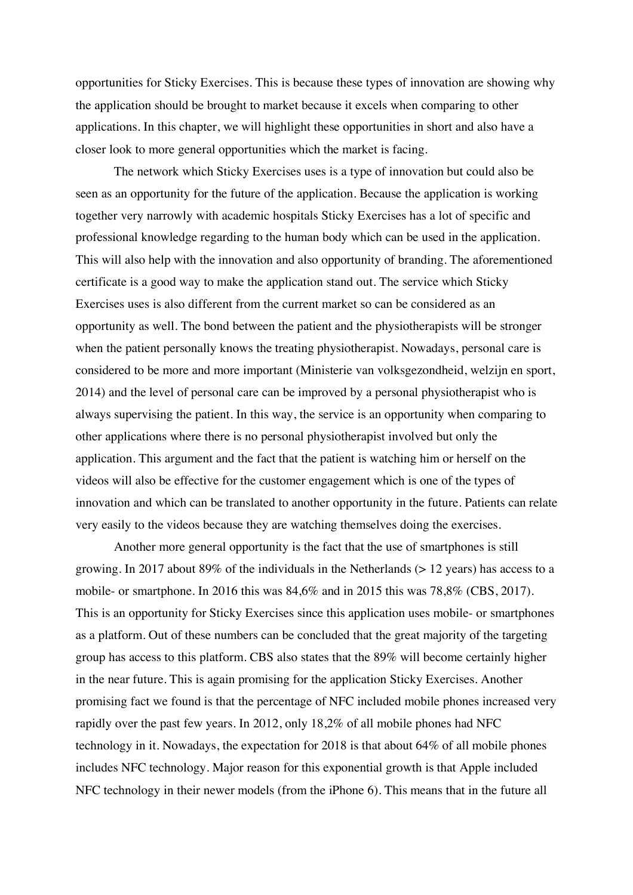opportunities for Sticky Exercises. This is because these types of innovation are showing why the application should be brought to market because it excels when comparing to other applications. In this chapter, we will highlight these opportunities in short and also have a closer look to more general opportunities which the market is facing.

The network which Sticky Exercises uses is a type of innovation but could also be seen as an opportunity for the future of the application. Because the application is working together very narrowly with academic hospitals Sticky Exercises has a lot of specific and professional knowledge regarding to the human body which can be used in the application. This will also help with the innovation and also opportunity of branding. The aforementioned certificate is a good way to make the application stand out. The service which Sticky Exercises uses is also different from the current market so can be considered as an opportunity as well. The bond between the patient and the physiotherapists will be stronger when the patient personally knows the treating physiotherapist. Nowadays, personal care is considered to be more and more important (Ministerie van volksgezondheid, welzijn en sport, 2014) and the level of personal care can be improved by a personal physiotherapist who is always supervising the patient. In this way, the service is an opportunity when comparing to other applications where there is no personal physiotherapist involved but only the application. This argument and the fact that the patient is watching him or herself on the videos will also be effective for the customer engagement which is one of the types of innovation and which can be translated to another opportunity in the future. Patients can relate very easily to the videos because they are watching themselves doing the exercises.

Another more general opportunity is the fact that the use of smartphones is still growing. In 2017 about 89% of the individuals in the Netherlands (> 12 years) has access to a mobile- or smartphone. In 2016 this was 84,6% and in 2015 this was 78,8% (CBS, 2017). This is an opportunity for Sticky Exercises since this application uses mobile- or smartphones as a platform. Out of these numbers can be concluded that the great majority of the targeting group has access to this platform. CBS also states that the 89% will become certainly higher in the near future. This is again promising for the application Sticky Exercises. Another promising fact we found is that the percentage of NFC included mobile phones increased very rapidly over the past few years. In 2012, only 18,2% of all mobile phones had NFC technology in it. Nowadays, the expectation for 2018 is that about 64% of all mobile phones includes NFC technology. Major reason for this exponential growth is that Apple included NFC technology in their newer models (from the iPhone 6). This means that in the future all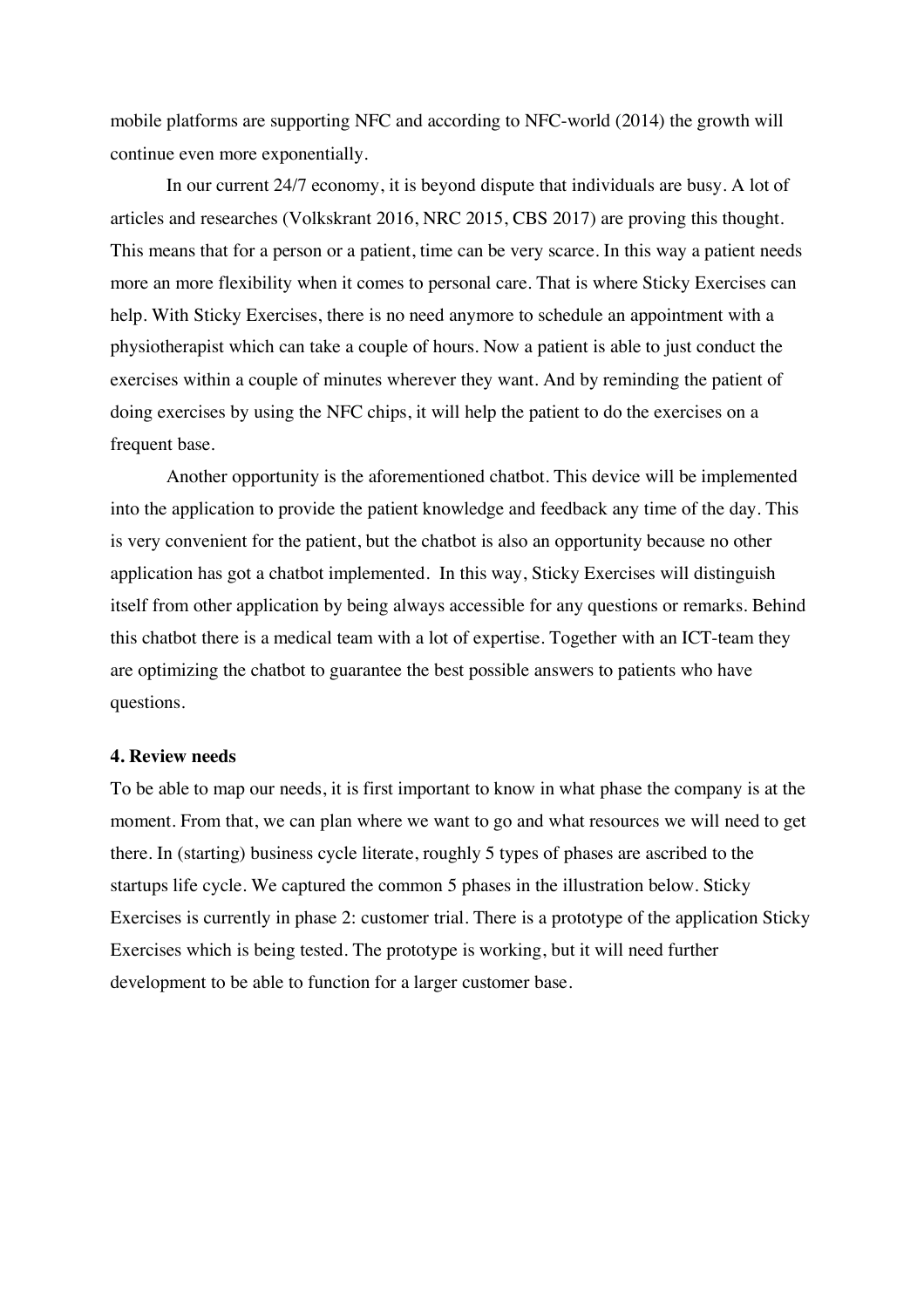mobile platforms are supporting NFC and according to NFC-world (2014) the growth will continue even more exponentially.

In our current 24/7 economy, it is beyond dispute that individuals are busy. A lot of articles and researches (Volkskrant 2016, NRC 2015, CBS 2017) are proving this thought. This means that for a person or a patient, time can be very scarce. In this way a patient needs more an more flexibility when it comes to personal care. That is where Sticky Exercises can help. With Sticky Exercises, there is no need anymore to schedule an appointment with a physiotherapist which can take a couple of hours. Now a patient is able to just conduct the exercises within a couple of minutes wherever they want. And by reminding the patient of doing exercises by using the NFC chips, it will help the patient to do the exercises on a frequent base.

Another opportunity is the aforementioned chatbot. This device will be implemented into the application to provide the patient knowledge and feedback any time of the day. This is very convenient for the patient, but the chatbot is also an opportunity because no other application has got a chatbot implemented. In this way, Sticky Exercises will distinguish itself from other application by being always accessible for any questions or remarks. Behind this chatbot there is a medical team with a lot of expertise. Together with an ICT-team they are optimizing the chatbot to guarantee the best possible answers to patients who have questions.

### 4. Review needs

To be able to map our needs, it is first important to know in what phase the company is at the moment. From that, we can plan where we want to go and what resources we will need to get there. In (starting) business cycle literate, roughly 5 types of phases are ascribed to the startups life cycle. We captured the common 5 phases in the illustration below. Sticky Exercises is currently in phase 2: customer trial. There is a prototype of the application Sticky Exercises which is being tested. The prototype is working, but it will need further development to be able to function for a larger customer base.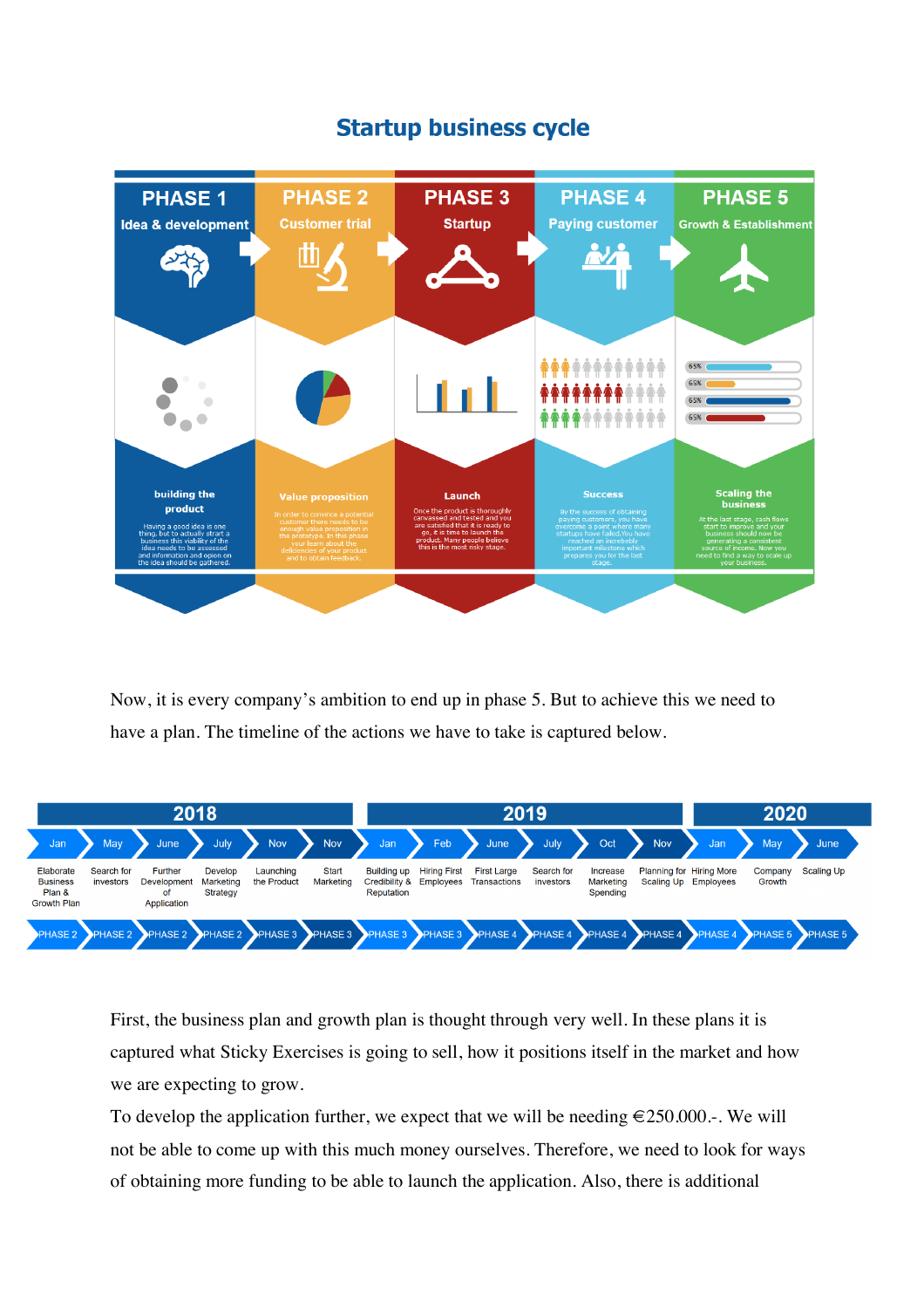## Startup business cycle

| PHASE 1 | PHASE 2 | PHASE 3 | PHASE 4 | PHASE 5 |
|---|---|---|---|---|
| Idea & development | Customer trial | Startup | Paying customer | Growth & Establishment |
| building the product | Value proposition | Launch | Success | Scaling the business |
| Having a good idea is one thing, but to actually strart a business this viability of the idea needs to be assessed and information and opion on the idea should be gathered. | In order to convince a potential customer there needs to be enough value proposition in the prototype. In this phase your team about the deficiencies of your product and to obtain feedback. | Once the product is thoroughly canvassed and tested and you are satisfied that it is ready to go, it is time to launch the product. Many people believe this is the most risky stage. | By the success of obtaining paying customers, you have overcome a point where many startups have failed.You have reached an increbibly important milestone which prepares you for the last stage. | At the last stage, cash flows start to improve and your business should now be generating a consistent source of income. Now you need to find a way to scale up your business. |

Now, it is every company's ambition to end up in phase 5. But to achieve this we need to have a plan. The timeline of the actions we have to take is captured below.

| Year | Month | Action | Phase |
|---|---|---|---|
| 2018 | Jan | Elaborate Business Plan & Growth Plan | PHASE 2 |
| 2018 | May | Search for investors | PHASE 2 |
| 2018 | June | Further Development of Application | PHASE 2 |
| 2018 | July | Develop Marketing Strategy | PHASE 2 |
| 2018 | Nov | Launching the Product | PHASE 3 |
| 2018 | Nov | Start Marketing | PHASE 3 |
| 2019 | Jan | Building up Credibility & Reputation | PHASE 3 |
| 2019 | Feb | Hiring First Employees | PHASE 3 |
| 2019 | June | First Large Transactions | PHASE 4 |
| 2019 | July | Search for investors | PHASE 4 |
| 2019 | Oct | Increase Marketing Spending | PHASE 4 |
| 2019 | Nov | Planning for Scaling Up | PHASE 4 |
| 2020 | Jan | Hiring More Employees | PHASE 4 |
| 2020 | May | Company Growth | PHASE 5 |
| 2020 | June | Scaling Up | PHASE 5 |

First, the business plan and growth plan is thought through very well. In these plans it is captured what Sticky Exercises is going to sell, how it positions itself in the market and how we are expecting to grow.

To develop the application further, we expect that we will be needing €250.000.-. We will not be able to come up with this much money ourselves. Therefore, we need to look for ways of obtaining more funding to be able to launch the application. Also, there is additional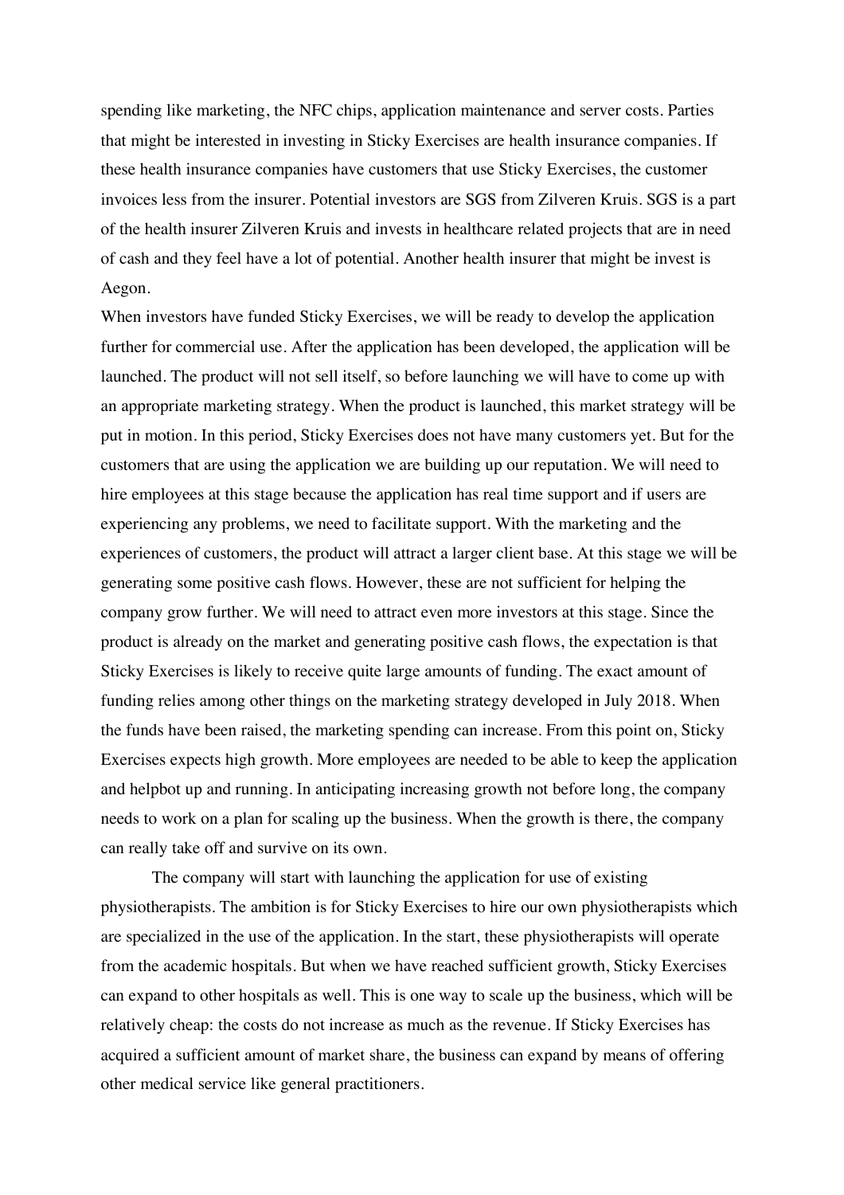spending like marketing, the NFC chips, application maintenance and server costs. Parties that might be interested in investing in Sticky Exercises are health insurance companies. If these health insurance companies have customers that use Sticky Exercises, the customer invoices less from the insurer. Potential investors are SGS from Zilveren Kruis. SGS is a part of the health insurer Zilveren Kruis and invests in healthcare related projects that are in need of cash and they feel have a lot of potential. Another health insurer that might be invest is Aegon.

When investors have funded Sticky Exercises, we will be ready to develop the application further for commercial use. After the application has been developed, the application will be launched. The product will not sell itself, so before launching we will have to come up with an appropriate marketing strategy. When the product is launched, this market strategy will be put in motion. In this period, Sticky Exercises does not have many customers yet. But for the customers that are using the application we are building up our reputation. We will need to hire employees at this stage because the application has real time support and if users are experiencing any problems, we need to facilitate support. With the marketing and the experiences of customers, the product will attract a larger client base. At this stage we will be generating some positive cash flows. However, these are not sufficient for helping the company grow further. We will need to attract even more investors at this stage. Since the product is already on the market and generating positive cash flows, the expectation is that Sticky Exercises is likely to receive quite large amounts of funding. The exact amount of funding relies among other things on the marketing strategy developed in July 2018. When the funds have been raised, the marketing spending can increase. From this point on, Sticky Exercises expects high growth. More employees are needed to be able to keep the application and helpbot up and running. In anticipating increasing growth not before long, the company needs to work on a plan for scaling up the business. When the growth is there, the company can really take off and survive on its own.

The company will start with launching the application for use of existing physiotherapists. The ambition is for Sticky Exercises to hire our own physiotherapists which are specialized in the use of the application. In the start, these physiotherapists will operate from the academic hospitals. But when we have reached sufficient growth, Sticky Exercises can expand to other hospitals as well. This is one way to scale up the business, which will be relatively cheap: the costs do not increase as much as the revenue. If Sticky Exercises has acquired a sufficient amount of market share, the business can expand by means of offering other medical service like general practitioners.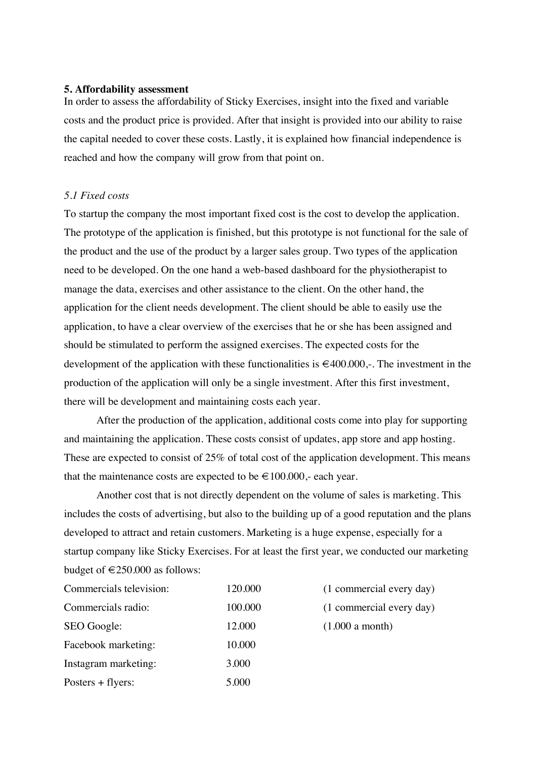## 5. Affordability assessment

In order to assess the affordability of Sticky Exercises, insight into the fixed and variable costs and the product price is provided. After that insight is provided into our ability to raise the capital needed to cover these costs. Lastly, it is explained how financial independence is reached and how the company will grow from that point on.

### *5.1 Fixed costs*

To startup the company the most important fixed cost is the cost to develop the application. The prototype of the application is finished, but this prototype is not functional for the sale of the product and the use of the product by a larger sales group. Two types of the application need to be developed. On the one hand a web-based dashboard for the physiotherapist to manage the data, exercises and other assistance to the client. On the other hand, the application for the client needs development. The client should be able to easily use the application, to have a clear overview of the exercises that he or she has been assigned and should be stimulated to perform the assigned exercises. The expected costs for the development of the application with these functionalities is €400.000,-. The investment in the production of the application will only be a single investment. After this first investment, there will be development and maintaining costs each year.

After the production of the application, additional costs come into play for supporting and maintaining the application. These costs consist of updates, app store and app hosting. These are expected to consist of 25% of total cost of the application development. This means that the maintenance costs are expected to be €100.000,- each year.

Another cost that is not directly dependent on the volume of sales is marketing. This includes the costs of advertising, but also to the building up of a good reputation and the plans developed to attract and retain customers. Marketing is a huge expense, especially for a startup company like Sticky Exercises. For at least the first year, we conducted our marketing budget of €250.000 as follows:

| | | |
|---|---|---|
| Commercials television: | 120.000 | (1 commercial every day) |
| Commercials radio: | 100.000 | (1 commercial every day) |
| SEO Google: | 12.000 | (1.000 a month) |
| Facebook marketing: | 10.000 | |
| Instagram marketing: | 3.000 | |
| Posters + flyers: | 5.000 | |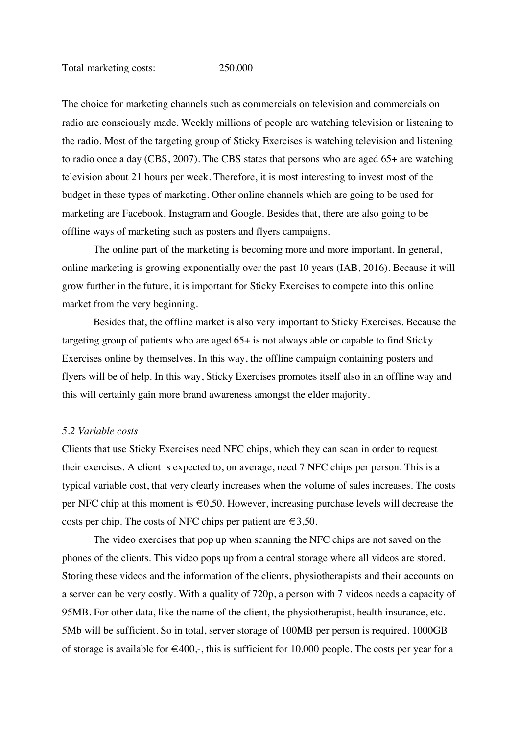Total marketing costs: 250.000

The choice for marketing channels such as commercials on television and commercials on radio are consciously made. Weekly millions of people are watching television or listening to the radio. Most of the targeting group of Sticky Exercises is watching television and listening to radio once a day (CBS, 2007). The CBS states that persons who are aged 65+ are watching television about 21 hours per week. Therefore, it is most interesting to invest most of the budget in these types of marketing. Other online channels which are going to be used for marketing are Facebook, Instagram and Google. Besides that, there are also going to be offline ways of marketing such as posters and flyers campaigns.

The online part of the marketing is becoming more and more important. In general, online marketing is growing exponentially over the past 10 years (IAB, 2016). Because it will grow further in the future, it is important for Sticky Exercises to compete into this online market from the very beginning.

Besides that, the offline market is also very important to Sticky Exercises. Because the targeting group of patients who are aged 65+ is not always able or capable to find Sticky Exercises online by themselves. In this way, the offline campaign containing posters and flyers will be of help. In this way, Sticky Exercises promotes itself also in an offline way and this will certainly gain more brand awareness amongst the elder majority.

### *5.2 Variable costs*

Clients that use Sticky Exercises need NFC chips, which they can scan in order to request their exercises. A client is expected to, on average, need 7 NFC chips per person. This is a typical variable cost, that very clearly increases when the volume of sales increases. The costs per NFC chip at this moment is €0,50. However, increasing purchase levels will decrease the costs per chip. The costs of NFC chips per patient are €3,50.

The video exercises that pop up when scanning the NFC chips are not saved on the phones of the clients. This video pops up from a central storage where all videos are stored. Storing these videos and the information of the clients, physiotherapists and their accounts on a server can be very costly. With a quality of 720p, a person with 7 videos needs a capacity of 95MB. For other data, like the name of the client, the physiotherapist, health insurance, etc. 5Mb will be sufficient. So in total, server storage of 100MB per person is required. 1000GB of storage is available for €400,-, this is sufficient for 10.000 people. The costs per year for a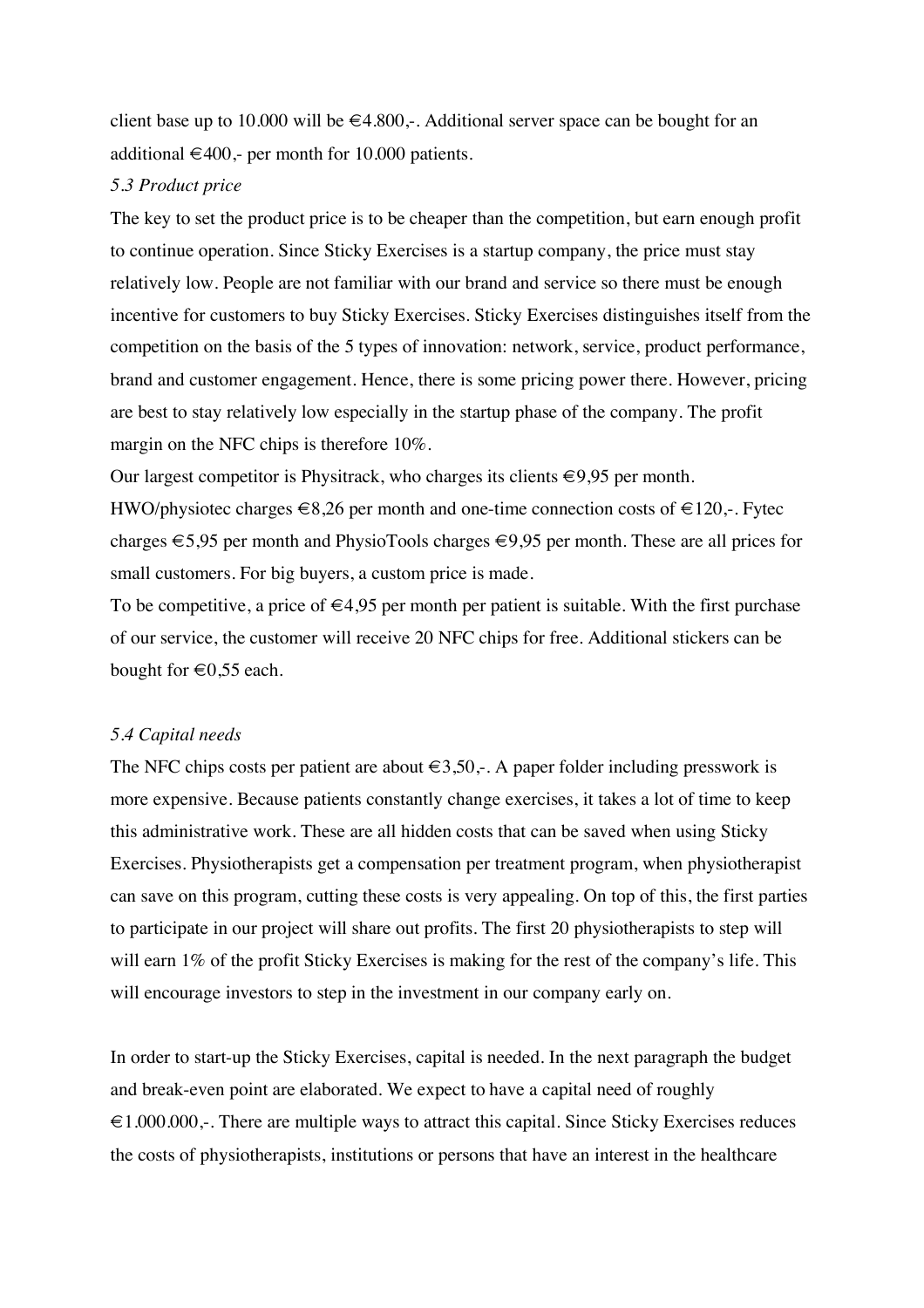client base up to 10.000 will be €4.800,-. Additional server space can be bought for an additional €400,- per month for 10.000 patients.

*5.3 Product price*

The key to set the product price is to be cheaper than the competition, but earn enough profit to continue operation. Since Sticky Exercises is a startup company, the price must stay relatively low. People are not familiar with our brand and service so there must be enough incentive for customers to buy Sticky Exercises. Sticky Exercises distinguishes itself from the competition on the basis of the 5 types of innovation: network, service, product performance, brand and customer engagement. Hence, there is some pricing power there. However, pricing are best to stay relatively low especially in the startup phase of the company. The profit margin on the NFC chips is therefore 10%.

Our largest competitor is Physitrack, who charges its clients €9,95 per month. HWO/physiotec charges €8,26 per month and one-time connection costs of €120,-. Fytec charges €5,95 per month and PhysioTools charges €9,95 per month. These are all prices for small customers. For big buyers, a custom price is made.

To be competitive, a price of €4,95 per month per patient is suitable. With the first purchase of our service, the customer will receive 20 NFC chips for free. Additional stickers can be bought for €0,55 each.

*5.4 Capital needs*

The NFC chips costs per patient are about €3,50,-. A paper folder including presswork is more expensive. Because patients constantly change exercises, it takes a lot of time to keep this administrative work. These are all hidden costs that can be saved when using Sticky Exercises. Physiotherapists get a compensation per treatment program, when physiotherapist can save on this program, cutting these costs is very appealing. On top of this, the first parties to participate in our project will share out profits. The first 20 physiotherapists to step will will earn 1% of the profit Sticky Exercises is making for the rest of the company's life. This will encourage investors to step in the investment in our company early on.

In order to start-up the Sticky Exercises, capital is needed. In the next paragraph the budget and break-even point are elaborated. We expect to have a capital need of roughly €1.000.000,-. There are multiple ways to attract this capital. Since Sticky Exercises reduces the costs of physiotherapists, institutions or persons that have an interest in the healthcare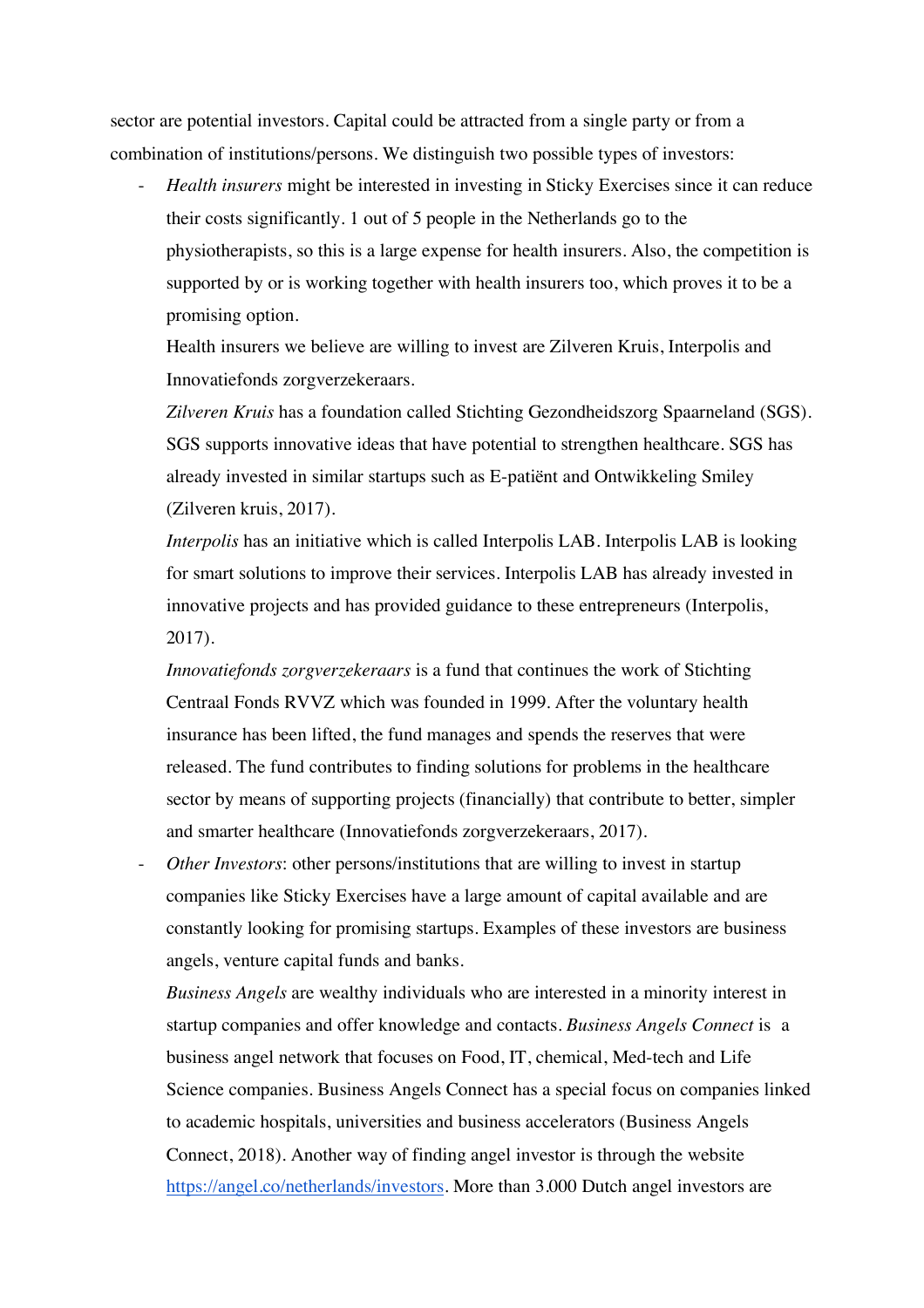sector are potential investors. Capital could be attracted from a single party or from a combination of institutions/persons. We distinguish two possible types of investors:

- *Health insurers* might be interested in investing in Sticky Exercises since it can reduce their costs significantly. 1 out of 5 people in the Netherlands go to the physiotherapists, so this is a large expense for health insurers. Also, the competition is supported by or is working together with health insurers too, which proves it to be a promising option.

  Health insurers we believe are willing to invest are Zilveren Kruis, Interpolis and Innovatiefonds zorgverzekeraars.

  *Zilveren Kruis* has a foundation called Stichting Gezondheidszorg Spaarneland (SGS). SGS supports innovative ideas that have potential to strengthen healthcare. SGS has already invested in similar startups such as E-patiënt and Ontwikkeling Smiley (Zilveren kruis, 2017).

  *Interpolis* has an initiative which is called Interpolis LAB. Interpolis LAB is looking for smart solutions to improve their services. Interpolis LAB has already invested in innovative projects and has provided guidance to these entrepreneurs (Interpolis, 2017).

  *Innovatiefonds zorgverzekeraars* is a fund that continues the work of Stichting Centraal Fonds RVVZ which was founded in 1999. After the voluntary health insurance has been lifted, the fund manages and spends the reserves that were released. The fund contributes to finding solutions for problems in the healthcare sector by means of supporting projects (financially) that contribute to better, simpler and smarter healthcare (Innovatiefonds zorgverzekeraars, 2017).

- *Other Investors*: other persons/institutions that are willing to invest in startup companies like Sticky Exercises have a large amount of capital available and are constantly looking for promising startups. Examples of these investors are business angels, venture capital funds and banks.

  *Business Angels* are wealthy individuals who are interested in a minority interest in startup companies and offer knowledge and contacts. *Business Angels Connect* is a business angel network that focuses on Food, IT, chemical, Med-tech and Life Science companies. Business Angels Connect has a special focus on companies linked to academic hospitals, universities and business accelerators (Business Angels Connect, 2018). Another way of finding angel investor is through the website [https://angel.co/netherlands/investors](https://angel.co/netherlands/investors). More than 3.000 Dutch angel investors are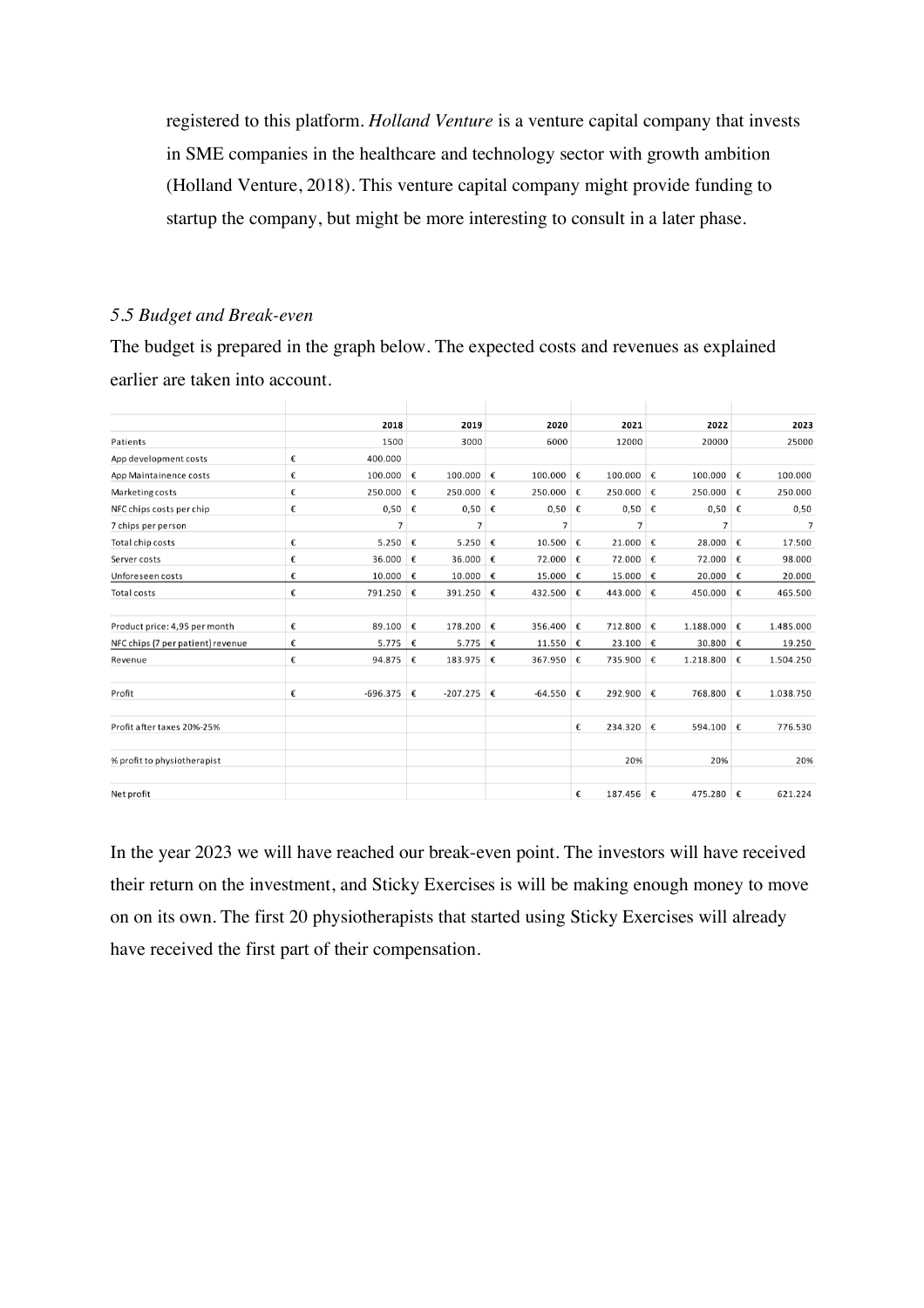registered to this platform. *Holland Venture* is a venture capital company that invests in SME companies in the healthcare and technology sector with growth ambition (Holland Venture, 2018). This venture capital company might provide funding to startup the company, but might be more interesting to consult in a later phase.

*5.5 Budget and Break-even*

The budget is prepared in the graph below. The expected costs and revenues as explained earlier are taken into account.

| | 2018 | 2019 | 2020 | 2021 | 2022 | 2023 |
|---|---|---|---|---|---|---|
| Patients | 1500 | 3000 | 6000 | 12000 | 20000 | 25000 |
| App development costs | € 400.000 | | | | | |
| App Maintainence costs | € 100.000 | € 100.000 | € 100.000 | € 100.000 | € 100.000 | € 100.000 |
| Marketing costs | € 250.000 | € 250.000 | € 250.000 | € 250.000 | € 250.000 | € 250.000 |
| NFC chips costs per chip | € 0,50 | € 0,50 | € 0,50 | € 0,50 | € 0,50 | € 0,50 |
| 7 chips per person | 7 | 7 | 7 | 7 | 7 | 7 |
| Total chip costs | € 5.250 | € 5.250 | € 10.500 | € 21.000 | € 28.000 | € 17.500 |
| Server costs | € 36.000 | € 36.000 | € 72.000 | € 72.000 | € 72.000 | € 98.000 |
| Unforeseen costs | € 10.000 | € 10.000 | € 15.000 | € 15.000 | € 20.000 | € 20.000 |
| Total costs | € 791.250 | € 391.250 | € 432.500 | € 443.000 | € 450.000 | € 465.500 |
| | | | | | | |
| Product price: 4,95 per month | € 89.100 | € 178.200 | € 356.400 | € 712.800 | € 1.188.000 | € 1.485.000 |
| NFC chips (7 per patient) revenue | € 5.775 | € 5.775 | € 11.550 | € 23.100 | € 30.800 | € 19.250 |
| Revenue | € 94.875 | € 183.975 | € 367.950 | € 735.900 | € 1.218.800 | € 1.504.250 |
| | | | | | | |
| Profit | € -696.375 | € -207.275 | € -64.550 | € 292.900 | € 768.800 | € 1.038.750 |
| | | | | | | |
| Profit after taxes 20%-25% | | | | € 234.320 | € 594.100 | € 776.530 |
| | | | | | | |
| % profit to physiotherapist | | | | 20% | 20% | 20% |
| | | | | | | |
| Net profit | | | | € 187.456 | € 475.280 | € 621.224 |

In the year 2023 we will have reached our break-even point. The investors will have received their return on the investment, and Sticky Exercises is will be making enough money to move on on its own. The first 20 physiotherapists that started using Sticky Exercises will already have received the first part of their compensation.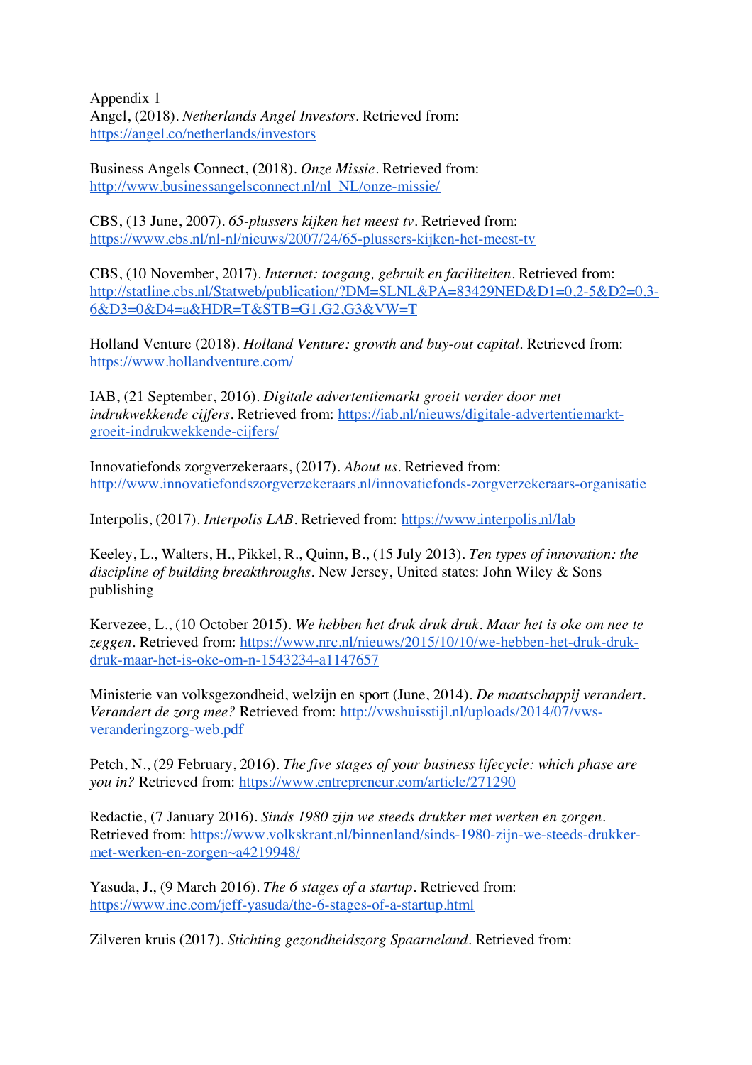Appendix 1

Angel, (2018). *Netherlands Angel Investors*. Retrieved from: https://angel.co/netherlands/investors

Business Angels Connect, (2018). *Onze Missie*. Retrieved from: http://www.businessangelsconnect.nl/nl_NL/onze-missie/

CBS, (13 June, 2007). *65-plussers kijken het meest tv*. Retrieved from: https://www.cbs.nl/nl-nl/nieuws/2007/24/65-plussers-kijken-het-meest-tv

CBS, (10 November, 2017). *Internet: toegang, gebruik en faciliteiten*. Retrieved from: http://statline.cbs.nl/Statweb/publication/?DM=SLNL&PA=83429NED&D1=0,2-5&D2=0,3-6&D3=0&D4=a&HDR=T&STB=G1,G2,G3&VW=T

Holland Venture (2018). *Holland Venture: growth and buy-out capital*. Retrieved from: https://www.hollandventure.com/

IAB, (21 September, 2016). *Digitale advertentiemarkt groeit verder door met indrukwekkende cijfers*. Retrieved from: https://iab.nl/nieuws/digitale-advertentiemarkt-groeit-indrukwekkende-cijfers/

Innovatiefonds zorgverzekeraars, (2017). *About us*. Retrieved from: http://www.innovatiefondszorgverzekeraars.nl/innovatiefonds-zorgverzekeraars-organisatie

Interpolis, (2017). *Interpolis LAB*. Retrieved from: https://www.interpolis.nl/lab

Keeley, L., Walters, H., Pikkel, R., Quinn, B., (15 July 2013). *Ten types of innovation: the discipline of building breakthroughs*. New Jersey, United states: John Wiley & Sons publishing

Kervezee, L., (10 October 2015). *We hebben het druk druk druk. Maar het is oke om nee te zeggen*. Retrieved from: https://www.nrc.nl/nieuws/2015/10/10/we-hebben-het-druk-druk-druk-maar-het-is-oke-om-n-1543234-a1147657

Ministerie van volksgezondheid, welzijn en sport (June, 2014). *De maatschappij verandert. Verandert de zorg mee?* Retrieved from: http://vwshuisstijl.nl/uploads/2014/07/vws-veranderingzorg-web.pdf

Petch, N., (29 February, 2016). *The five stages of your business lifecycle: which phase are you in?* Retrieved from: https://www.entrepreneur.com/article/271290

Redactie, (7 January 2016). *Sinds 1980 zijn we steeds drukker met werken en zorgen*. Retrieved from: https://www.volkskrant.nl/binnenland/sinds-1980-zijn-we-steeds-drukker-met-werken-en-zorgen~a4219948/

Yasuda, J., (9 March 2016). *The 6 stages of a startup*. Retrieved from: https://www.inc.com/jeff-yasuda/the-6-stages-of-a-startup.html

Zilveren kruis (2017). *Stichting gezondheidszorg Spaarneland*. Retrieved from: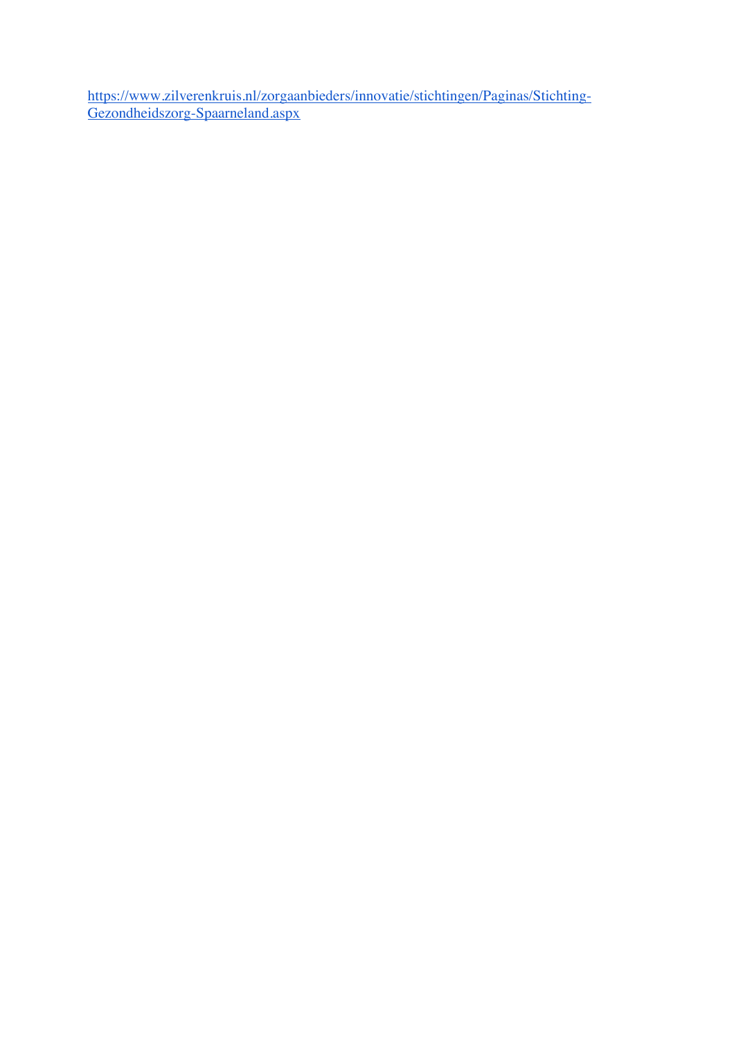https://www.zilverenkruis.nl/zorgaanbieders/innovatie/stichtingen/Paginas/Stichting-Gezondheidszorg-Spaarneland.aspx